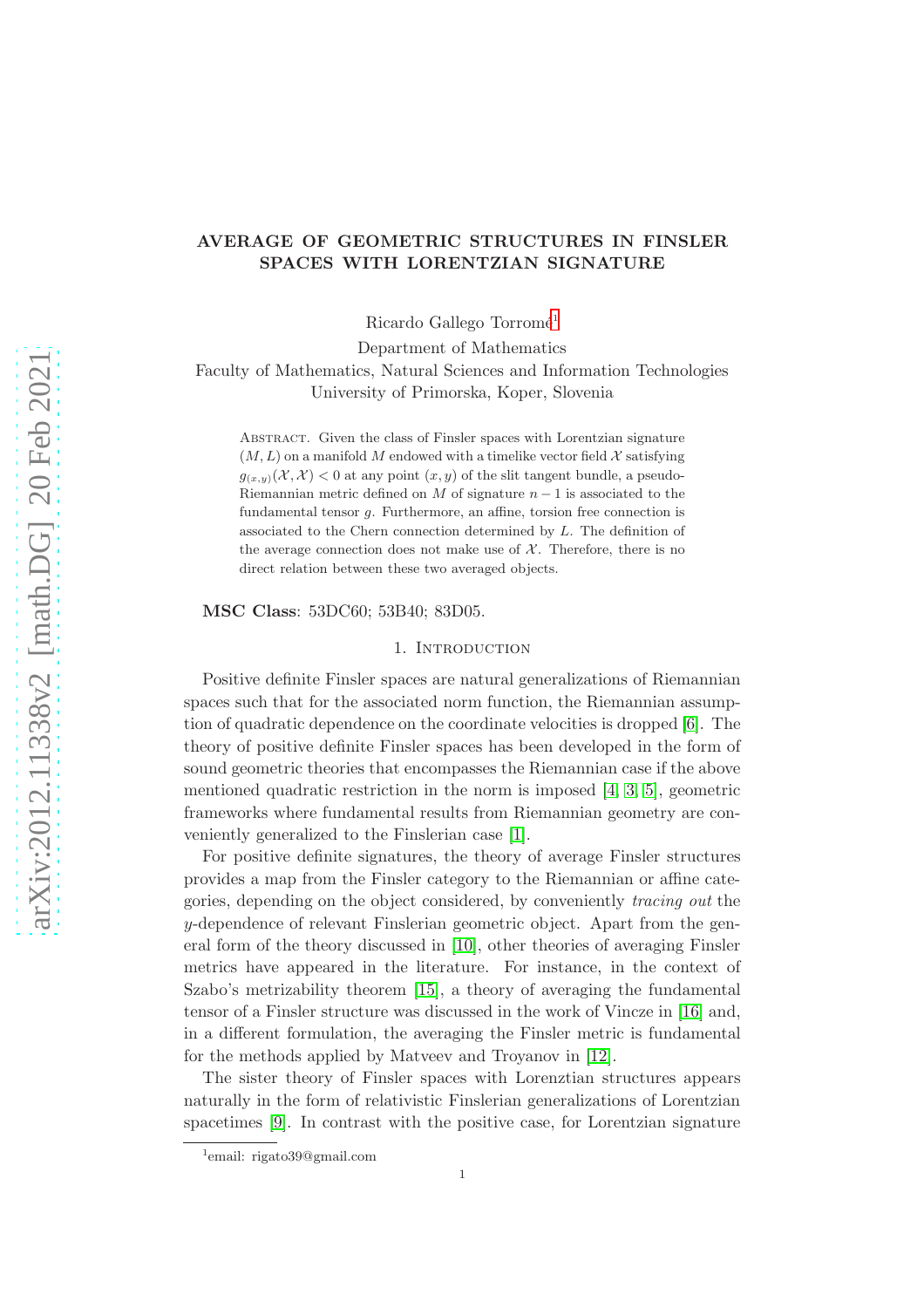# AVERAGE OF GEOMETRIC STRUCTURES IN FINSLER SPACES WITH LORENTZIAN SIGNATURE

Ricardo Gallego Torromé[1]

Department of Mathematics
Faculty of Mathematics, Natural Sciences and Information Technologies
University of Primorska, Koper, Slovenia

Abstract. Given the class of Finsler spaces with Lorentzian signature $(M, L)$ on a manifold $M$ endowed with a timelike vector field $\mathcal{X}$ satisfying $g_{(x,y)}(\mathcal{X}, \mathcal{X}) < 0$ at any point $(x, y)$ of the slit tangent bundle, a pseudo-Riemannian metric defined on $M$ of signature $n-1$ is associated to the fundamental tensor $g$. Furthermore, an affine, torsion free connection is associated to the Chern connection determined by $L$. The definition of the average connection does not make use of $\mathcal{X}$. Therefore, there is no direct relation between these two averaged objects.

**MSC Class**: 53DC60; 53B40; 83D05.

## 1. Introduction

Positive definite Finsler spaces are natural generalizations of Riemannian spaces such that for the associated norm function, the Riemannian assumption of quadratic dependence on the coordinate velocities is dropped [6]. The theory of positive definite Finsler spaces has been developed in the form of sound geometric theories that encompasses the Riemannian case if the above mentioned quadratic restriction in the norm is imposed [4, 3, 5], geometric frameworks where fundamental results from Riemannian geometry are conveniently generalized to the Finslerian case [1].

For positive definite signatures, the theory of average Finsler structures provides a map from the Finsler category to the Riemannian or affine categories, depending on the object considered, by conveniently *tracing out* the $y$-dependence of relevant Finslerian geometric object. Apart from the general form of the theory discussed in [10], other theories of averaging Finsler metrics have appeared in the literature. For instance, in the context of Szabo's metrizability theorem [15], a theory of averaging the fundamental tensor of a Finsler structure was discussed in the work of Vincze in [16] and, in a different formulation, the averaging the Finsler metric is fundamental for the methods applied by Matveev and Troyanov in [12].

The sister theory of Finsler spaces with Lorenztian structures appears naturally in the form of relativistic Finslerian generalizations of Lorentzian spacetimes [9]. In contrast with the positive case, for Lorentzian signature

[1]email: rigato39@gmail.com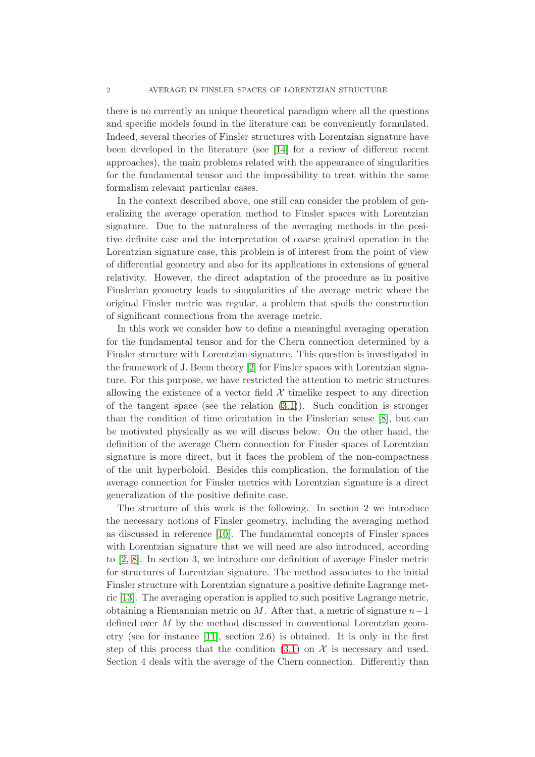there is no currently an unique theoretical paradigm where all the questions and specific models found in the literature can be conveniently formulated. Indeed, several theories of Finsler structures with Lorentzian signature have been developed in the literature (see [14] for a review of different recent approaches), the main problems related with the appearance of singularities for the fundamental tensor and the impossibility to treat within the same formalism relevant particular cases.

In the context described above, one still can consider the problem of generalizing the average operation method to Finsler spaces with Lorentzian signature. Due to the naturalness of the averaging methods in the positive definite case and the interpretation of coarse grained operation in the Lorentzian signature case, this problem is of interest from the point of view of differential geometry and also for its applications in extensions of general relativity. However, the direct adaptation of the procedure as in positive Finslerian geometry leads to singularities of the average metric where the original Finsler metric was regular, a problem that spoils the construction of significant connections from the average metric.

In this work we consider how to define a meaningful averaging operation for the fundamental tensor and for the Chern connection determined by a Finsler structure with Lorentzian signature. This question is investigated in the framework of J. Beem theory [2] for Finsler spaces with Lorentzian signature. For this purpose, we have restricted the attention to metric structures allowing the existence of a vector field $\mathcal{X}$ timelike respect to any direction of the tangent space (see the relation (3.1)). Such condition is stronger than the condition of time orientation in the Finslerian sense [8], but can be motivated physically as we will discuss below. On the other hand, the definition of the average Chern connection for Finsler spaces of Lorentzian signature is more direct, but it faces the problem of the non-compactness of the unit hyperboloid. Besides this complication, the formulation of the average connection for Finsler metrics with Lorentzian signature is a direct generalization of the positive definite case.

The structure of this work is the following. In section 2 we introduce the necessary notions of Finsler geometry, including the averaging method as discussed in reference [10]. The fundamental concepts of Finsler spaces with Lorentzian signature that we will need are also introduced, according to [2, 8]. In section 3, we introduce our definition of average Finsler metric for structures of Lorentzian signature. The method associates to the initial Finsler structure with Lorentzian signature a positive definite Lagrange metric [13]. The averaging operation is applied to such positive Lagrange metric, obtaining a Riemannian metric on $M$. After that, a metric of signature $n-1$ defined over $M$ by the method discussed in conventional Lorentzian geometry (see for instance [11], section 2.6) is obtained. It is only in the first step of this process that the condition (3.1) on $\mathcal{X}$ is necessary and used. Section 4 deals with the average of the Chern connection. Differently than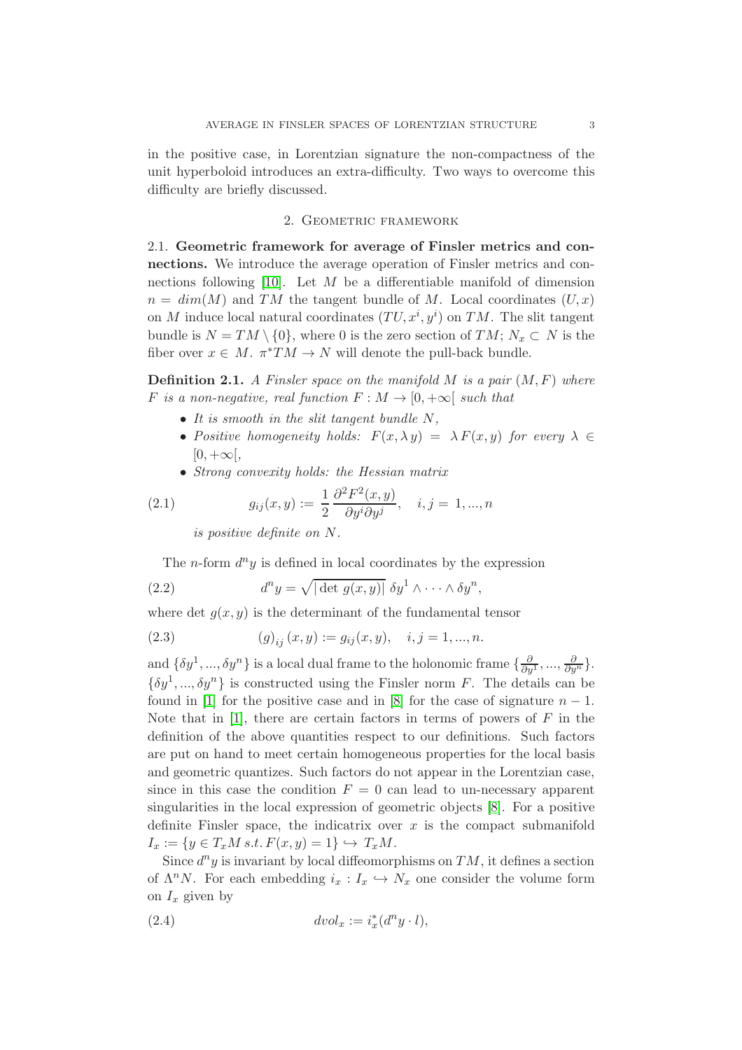in the positive case, in Lorentzian signature the non-compactness of the unit hyperboloid introduces an extra-difficulty. Two ways to overcome this difficulty are briefly discussed.

## 2. Geometric framework

**2.1. Geometric framework for average of Finsler metrics and connections.** We introduce the average operation of Finsler metrics and connections following [10]. Let $M$ be a differentiable manifold of dimension $n = dim(M)$ and $TM$ the tangent bundle of $M$. Local coordinates $(U, x)$ on $M$ induce local natural coordinates $(TU, x^i, y^i)$ on $TM$. The slit tangent bundle is $N = TM \setminus \{0\}$, where 0 is the zero section of $TM$; $N_x \subset N$ is the fiber over $x \in M$. $\pi^*TM \to N$ will denote the pull-back bundle.

**Definition 2.1.** *A Finsler space on the manifold $M$ is a pair $(M, F)$ where $F$ is a non-negative, real function $F : M \to [0, +\infty[$ such that*

- *It is smooth in the slit tangent bundle $N$,*
- *Positive homogeneity holds: $F(x, \lambda y) = \lambda F(x, y)$ for every $\lambda \in [0, +\infty[$,*
- *Strong convexity holds: the Hessian matrix*

$$g_{ij}(x, y) := \frac{1}{2}\frac{\partial^2 F^2(x, y)}{\partial y^i \partial y^j}, \quad i, j = 1, ..., n \tag{2.1}$$

*is positive definite on $N$.*

The $n$-form $d^n y$ is defined in local coordinates by the expression

$$d^n y = \sqrt{|\det g(x, y)|}\; \delta y^1 \wedge \cdots \wedge \delta y^n, \tag{2.2}$$

where $\det g(x, y)$ is the determinant of the fundamental tensor

$$(g)_{ij}(x, y) := g_{ij}(x, y), \quad i, j = 1, ..., n. \tag{2.3}$$

and $\{\delta y^1, ..., \delta y^n\}$ is a local dual frame to the holonomic frame $\{\frac{\partial}{\partial y^1}, ..., \frac{\partial}{\partial y^n}\}$. $\{\delta y^1, ..., \delta y^n\}$ is constructed using the Finsler norm $F$. The details can be found in [1] for the positive case and in [8] for the case of signature $n - 1$. Note that in [1], there are certain factors in terms of powers of $F$ in the definition of the above quantities respect to our definitions. Such factors are put on hand to meet certain homogeneous properties for the local basis and geometric quantizes. Such factors do not appear in the Lorentzian case, since in this case the condition $F = 0$ can lead to un-necessary apparent singularities in the local expression of geometric objects [8]. For a positive definite Finsler space, the indicatrix over $x$ is the compact submanifold $I_x := \{y \in T_x M \; s.t. \; F(x, y) = 1\} \hookrightarrow T_x M$.

Since $d^n y$ is invariant by local diffeomorphisms on $TM$, it defines a section of $\Lambda^n N$. For each embedding $i_x : I_x \hookrightarrow N_x$ one consider the volume form on $I_x$ given by

$$dvol_x := i_x^*(d^n y \cdot l), \tag{2.4}$$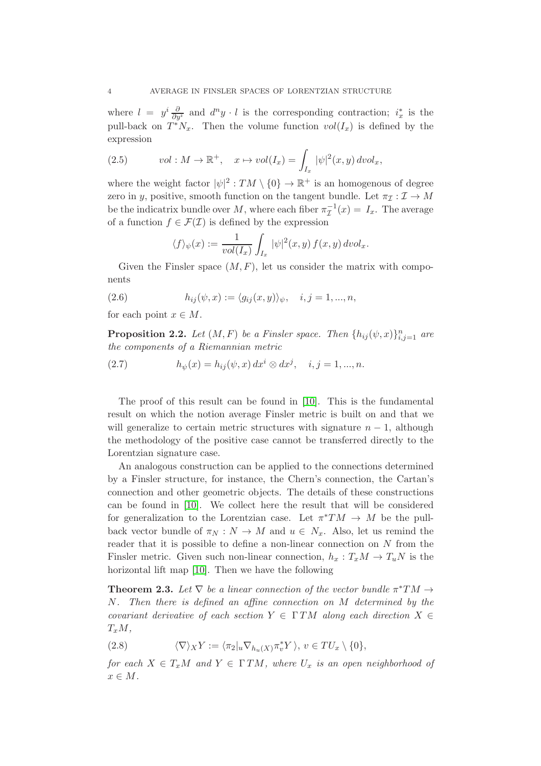where $l = y^i \frac{\partial}{\partial y^i}$ and $d^n y \cdot l$ is the corresponding contraction; $i_x^*$ is the pull-back on $T^*N_x$. Then the volume function $vol(I_x)$ is defined by the expression

$$vol : M \to \mathbb{R}^+, \quad x \mapsto vol(I_x) = \int_{I_x} |\psi|^2(x,y)\, dvol_x, \tag{2.5}$$

where the weight factor $|\psi|^2 : TM \setminus \{0\} \to \mathbb{R}^+$ is an homogenous of degree zero in $y$, positive, smooth function on the tangent bundle. Let $\pi_{\mathcal{I}} : \mathcal{I} \to M$ be the indicatrix bundle over $M$, where each fiber $\pi_{\mathcal{I}}^{-1}(x) = I_x$. The average of a function $f \in \mathcal{F}(\mathcal{I})$ is defined by the expression

$$\langle f \rangle_\psi(x) := \frac{1}{vol(I_x)} \int_{I_x} |\psi|^2(x,y)\, f(x,y)\, dvol_x.$$

Given the Finsler space $(M, F)$, let us consider the matrix with components

$$h_{ij}(\psi, x) := \langle g_{ij}(x,y) \rangle_\psi, \quad i,j = 1, ..., n, \tag{2.6}$$

for each point $x \in M$.

**Proposition 2.2.** *Let $(M, F)$ be a Finsler space. Then $\{h_{ij}(\psi, x)\}_{i,j=1}^n$ are the components of a Riemannian metric*

$$h_\psi(x) = h_{ij}(\psi, x)\, dx^i \otimes dx^j, \quad i,j = 1, ..., n. \tag{2.7}$$

The proof of this result can be found in [10]. This is the fundamental result on which the notion average Finsler metric is built on and that we will generalize to certain metric structures with signature $n-1$, although the methodology of the positive case cannot be transferred directly to the Lorentzian signature case.

An analogous construction can be applied to the connections determined by a Finsler structure, for instance, the Chern's connection, the Cartan's connection and other geometric objects. The details of these constructions can be found in [10]. We collect here the result that will be considered for generalization to the Lorentzian case. Let $\pi^*TM \to M$ be the pull-back vector bundle of $\pi_N : N \to M$ and $u \in N_x$. Also, let us remind the reader that it is possible to define a non-linear connection on $N$ from the Finsler metric. Given such non-linear connection, $h_x : T_xM \to T_uN$ is the horizontal lift map [10]. Then we have the following

**Theorem 2.3.** *Let $\nabla$ be a linear connection of the vector bundle $\pi^*TM \to N$. Then there is defined an affine connection on $M$ determined by the covariant derivative of each section $Y \in \Gamma TM$ along each direction $X \in T_xM$,*

$$\langle \nabla \rangle_X Y := \langle \pi_2|_u \nabla_{h_u(X)} \pi_v^* Y \rangle,\ v \in TU_x \setminus \{0\}, \tag{2.8}$$

*for each $X \in T_xM$ and $Y \in \Gamma TM$, where $U_x$ is an open neighborhood of $x \in M$.*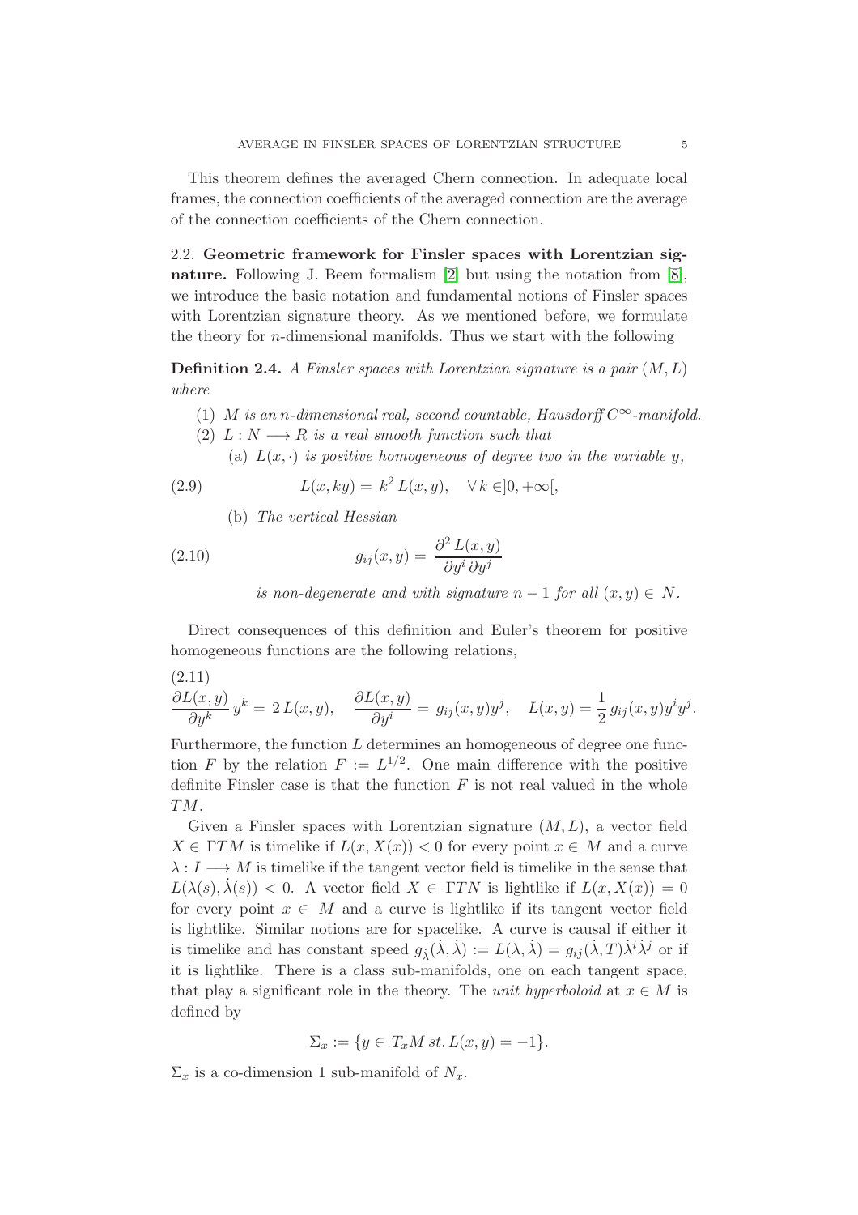This theorem defines the averaged Chern connection. In adequate local frames, the connection coefficients of the averaged connection are the average of the connection coefficients of the Chern connection.

### 2.2. Geometric framework for Finsler spaces with Lorentzian signature.

Following J. Beem formalism [2] but using the notation from [8], we introduce the basic notation and fundamental notions of Finsler spaces with Lorentzian signature theory. As we mentioned before, we formulate the theory for $n$-dimensional manifolds. Thus we start with the following

**Definition 2.4.** *A Finsler spaces with Lorentzian signature is a pair $(M, L)$ where*

1. *$M$ is an $n$-dimensional real, second countable, Hausdorff $C^\infty$-manifold.*
2. *$L : N \longrightarrow R$ is a real smooth function such that*
   (a) *$L(x, \cdot)$ is positive homogeneous of degree two in the variable $y$,*

$$L(x, ky) = k^2 L(x, y), \quad \forall\, k \in ]0, +\infty[, \tag{2.9}$$

   (b) *The vertical Hessian*

$$g_{ij}(x, y) = \frac{\partial^2 L(x, y)}{\partial y^i \, \partial y^j} \tag{2.10}$$

*is non-degenerate and with signature $n-1$ for all $(x, y) \in N$.*

Direct consequences of this definition and Euler's theorem for positive homogeneous functions are the following relations,

$$\frac{\partial L(x, y)}{\partial y^k}\, y^k = 2\, L(x, y), \quad \frac{\partial L(x, y)}{\partial y^i} = g_{ij}(x, y) y^j, \quad L(x, y) = \frac{1}{2}\, g_{ij}(x, y) y^i y^j. \tag{2.11}$$

Furthermore, the function $L$ determines an homogeneous of degree one function $F$ by the relation $F := L^{1/2}$. One main difference with the positive definite Finsler case is that the function $F$ is not real valued in the whole $TM$.

Given a Finsler spaces with Lorentzian signature $(M, L)$, a vector field $X \in \Gamma TM$ is timelike if $L(x, X(x)) < 0$ for every point $x \in M$ and a curve $\lambda : I \longrightarrow M$ is timelike if the tangent vector field is timelike in the sense that $L(\lambda(s), \dot{\lambda}(s)) < 0$. A vector field $X \in \Gamma TN$ is lightlike if $L(x, X(x)) = 0$ for every point $x \in M$ and a curve is lightlike if its tangent vector field is lightlike. Similar notions are for spacelike. A curve is causal if either it is timelike and has constant speed $g_{\dot{\lambda}}(\dot{\lambda}, \dot{\lambda}) := L(\lambda, \dot{\lambda}) = g_{ij}(\dot{\lambda}, T)\dot{\lambda}^i \dot{\lambda}^j$ or if it is lightlike. There is a class sub-manifolds, one on each tangent space, that play a significant role in the theory. The *unit hyperboloid* at $x \in M$ is defined by

$$\Sigma_x := \{y \in T_x M \; st. \, L(x, y) = -1\}.$$

$\Sigma_x$ is a co-dimension 1 sub-manifold of $N_x$.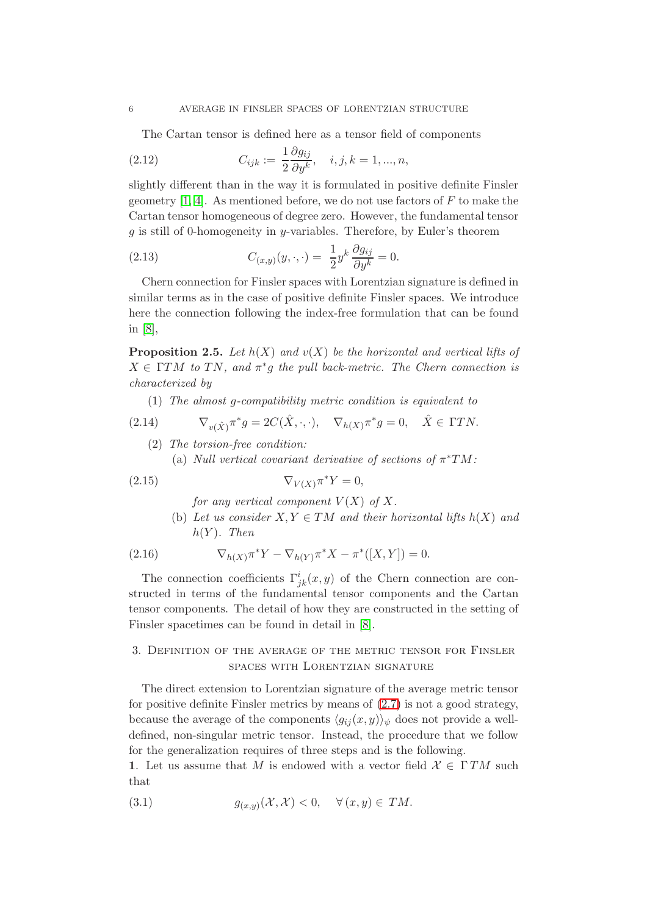The Cartan tensor is defined here as a tensor field of components

$$C_{ijk} := \frac{1}{2}\frac{\partial g_{ij}}{\partial y^k}, \quad i,j,k = 1,...,n, \tag{2.12}$$

slightly different than in the way it is formulated in positive definite Finsler geometry [1, 4]. As mentioned before, we do not use factors of $F$ to make the Cartan tensor homogeneous of degree zero. However, the fundamental tensor $g$ is still of 0-homogeneity in $y$-variables. Therefore, by Euler's theorem

$$C_{(x,y)}(y,\cdot,\cdot) = \frac{1}{2} y^k \frac{\partial g_{ij}}{\partial y^k} = 0. \tag{2.13}$$

Chern connection for Finsler spaces with Lorentzian signature is defined in similar terms as in the case of positive definite Finsler spaces. We introduce here the connection following the index-free formulation that can be found in [8],

**Proposition 2.5.** *Let $h(X)$ and $v(X)$ be the horizontal and vertical lifts of $X \in \Gamma TM$ to $TN$, and $\pi^* g$ the pull back-metric. The Chern connection is characterized by*

(1) *The almost $g$-compatibility metric condition is equivalent to*

$$\nabla_{v(\hat{X})}\pi^* g = 2C(\hat{X},\cdot,\cdot), \quad \nabla_{h(X)}\pi^* g = 0, \quad \hat{X} \in \Gamma TN. \tag{2.14}$$

(2) *The torsion-free condition:*

(a) *Null vertical covariant derivative of sections of $\pi^* TM$:*

$$\nabla_{V(X)}\pi^* Y = 0, \tag{2.15}$$

*for any vertical component $V(X)$ of $X$.*

(b) *Let us consider $X, Y \in TM$ and their horizontal lifts $h(X)$ and $h(Y)$. Then*

$$\nabla_{h(X)}\pi^* Y - \nabla_{h(Y)}\pi^* X - \pi^*([X,Y]) = 0. \tag{2.16}$$

The connection coefficients $\Gamma^i_{jk}(x,y)$ of the Chern connection are constructed in terms of the fundamental tensor components and the Cartan tensor components. The detail of how they are constructed in the setting of Finsler spacetimes can be found in detail in [8].

## 3. Definition of the average of the metric tensor for Finsler spaces with Lorentzian signature

The direct extension to Lorentzian signature of the average metric tensor for positive definite Finsler metrics by means of (2.7) is not a good strategy, because the average of the components $\langle g_{ij}(x,y)\rangle_\psi$ does not provide a well-defined, non-singular metric tensor. Instead, the procedure that we follow for the generalization requires of three steps and is the following.

**1**. Let us assume that $M$ is endowed with a vector field $\mathcal{X} \in \Gamma TM$ such that

$$g_{(x,y)}(\mathcal{X},\mathcal{X}) < 0, \quad \forall\, (x,y) \in TM. \tag{3.1}$$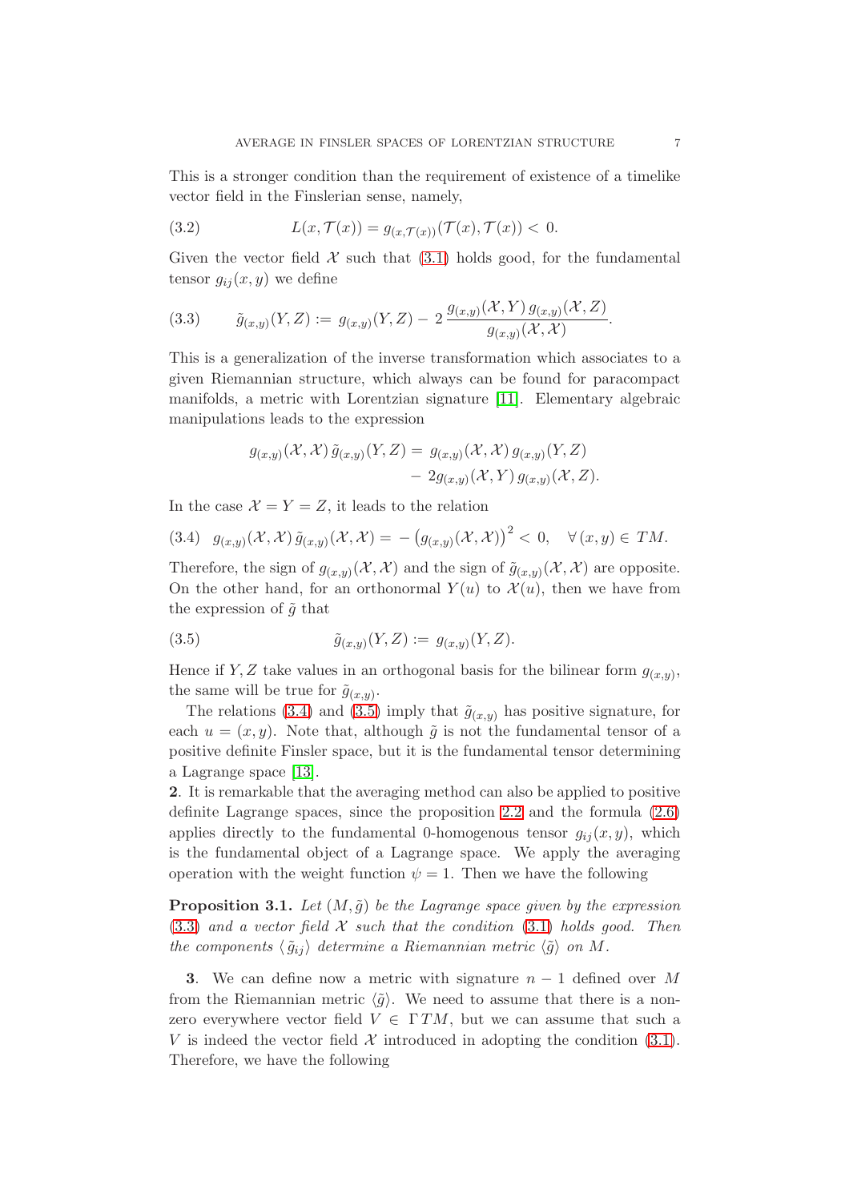This is a stronger condition than the requirement of existence of a timelike vector field in the Finslerian sense, namely,

$$L(x, \mathcal{T}(x)) = g_{(x,\mathcal{T}(x))}(\mathcal{T}(x), \mathcal{T}(x)) < 0. \tag{3.2}$$

Given the vector field $\mathcal{X}$ such that (3.1) holds good, for the fundamental tensor $g_{ij}(x, y)$ we define

$$\tilde{g}_{(x,y)}(Y, Z) := g_{(x,y)}(Y, Z) - 2\,\frac{g_{(x,y)}(\mathcal{X}, Y)\, g_{(x,y)}(\mathcal{X}, Z)}{g_{(x,y)}(\mathcal{X}, \mathcal{X})}. \tag{3.3}$$

This is a generalization of the inverse transformation which associates to a given Riemannian structure, which always can be found for paracompact manifolds, a metric with Lorentzian signature [11]. Elementary algebraic manipulations leads to the expression

$$\begin{aligned} g_{(x,y)}(\mathcal{X}, \mathcal{X})\, \tilde{g}_{(x,y)}(Y, Z) = {} & g_{(x,y)}(\mathcal{X}, \mathcal{X})\, g_{(x,y)}(Y, Z) \\ & - 2 g_{(x,y)}(\mathcal{X}, Y)\, g_{(x,y)}(\mathcal{X}, Z). \end{aligned}$$

In the case $\mathcal{X} = Y = Z$, it leads to the relation

$$g_{(x,y)}(\mathcal{X}, \mathcal{X})\, \tilde{g}_{(x,y)}(\mathcal{X}, \mathcal{X}) = -\left(g_{(x,y)}(\mathcal{X}, \mathcal{X})\right)^2 < 0, \quad \forall\, (x, y) \in TM. \tag{3.4}$$

Therefore, the sign of $g_{(x,y)}(\mathcal{X}, \mathcal{X})$ and the sign of $\tilde{g}_{(x,y)}(\mathcal{X}, \mathcal{X})$ are opposite. On the other hand, for an orthonormal $Y(u)$ to $\mathcal{X}(u)$, then we have from the expression of $\tilde{g}$ that

$$\tilde{g}_{(x,y)}(Y, Z) := g_{(x,y)}(Y, Z). \tag{3.5}$$

Hence if $Y, Z$ take values in an orthogonal basis for the bilinear form $g_{(x,y)}$, the same will be true for $\tilde{g}_{(x,y)}$.

The relations (3.4) and (3.5) imply that $\tilde{g}_{(x,y)}$ has positive signature, for each $u = (x, y)$. Note that, although $\tilde{g}$ is not the fundamental tensor of a positive definite Finsler space, but it is the fundamental tensor determining a Lagrange space [13].

**2**. It is remarkable that the averaging method can also be applied to positive definite Lagrange spaces, since the proposition 2.2 and the formula (2.6) applies directly to the fundamental 0-homogenous tensor $g_{ij}(x, y)$, which is the fundamental object of a Lagrange space. We apply the averaging operation with the weight function $\psi = 1$. Then we have the following

**Proposition 3.1.** *Let $(M, \tilde{g})$ be the Lagrange space given by the expression (3.3) and a vector field $\mathcal{X}$ such that the condition (3.1) holds good. Then the components $\langle \tilde{g}_{ij} \rangle$ determine a Riemannian metric $\langle \tilde{g} \rangle$ on $M$.*

**3**. We can define now a metric with signature $n - 1$ defined over $M$ from the Riemannian metric $\langle \tilde{g} \rangle$. We need to assume that there is a non-zero everywhere vector field $V \in \Gamma TM$, but we can assume that such a $V$ is indeed the vector field $\mathcal{X}$ introduced in adopting the condition (3.1). Therefore, we have the following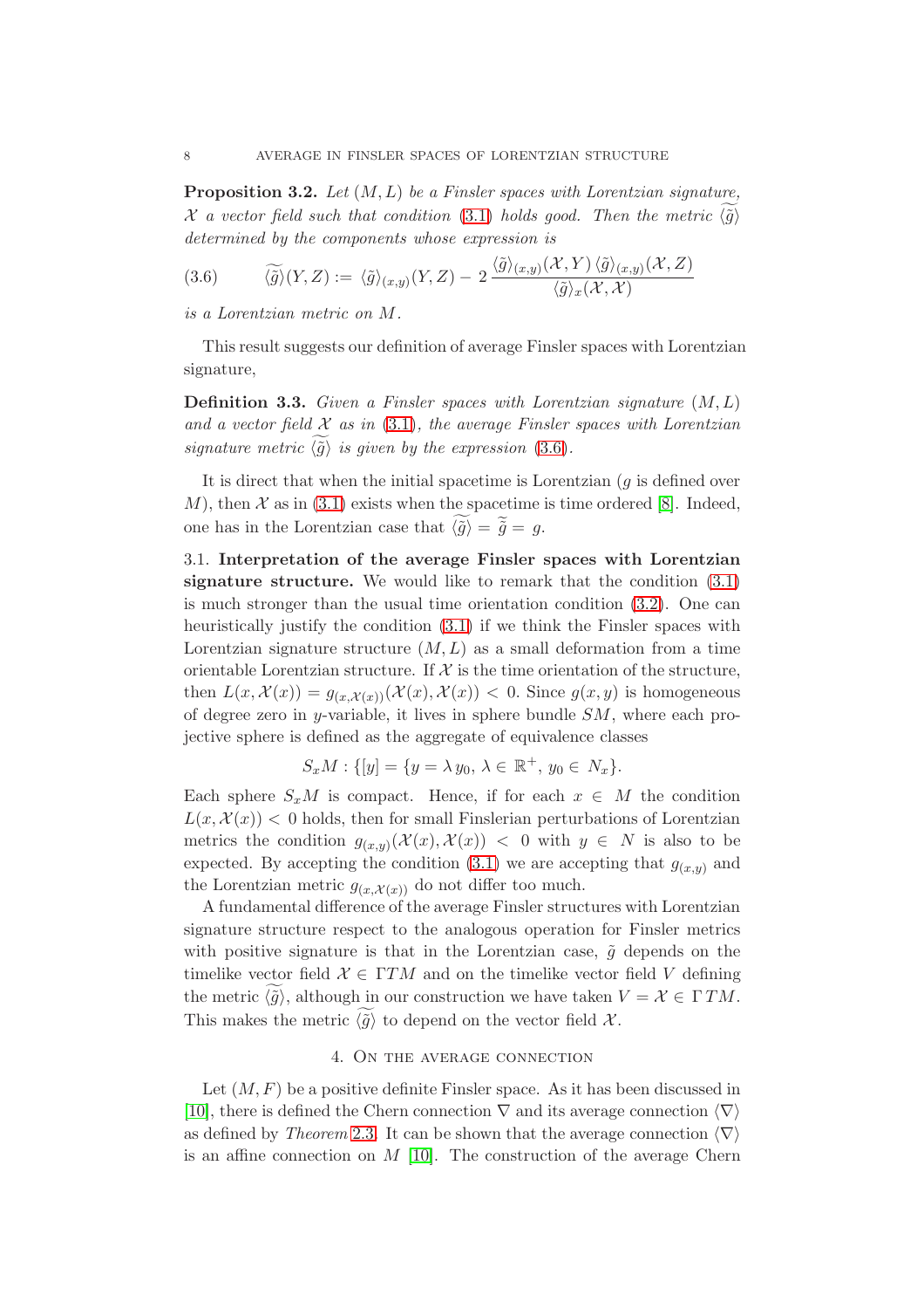**Proposition 3.2.** *Let $(M, L)$ be a Finsler spaces with Lorentzian signature, $\mathcal{X}$ a vector field such that condition (3.1) holds good. Then the metric $\widetilde{\langle \tilde{g} \rangle}$ determined by the components whose expression is*

$$\widetilde{\langle \tilde{g} \rangle}(Y, Z) := \langle \tilde{g} \rangle_{(x,y)}(Y, Z) - 2 \, \frac{\langle \tilde{g} \rangle_{(x,y)}(\mathcal{X}, Y) \, \langle \tilde{g} \rangle_{(x,y)}(\mathcal{X}, Z)}{\langle \tilde{g} \rangle_x(\mathcal{X}, \mathcal{X})} \tag{3.6}$$

*is a Lorentzian metric on $M$.*

This result suggests our definition of average Finsler spaces with Lorentzian signature,

**Definition 3.3.** *Given a Finsler spaces with Lorentzian signature $(M, L)$ and a vector field $\mathcal{X}$ as in (3.1), the average Finsler spaces with Lorentzian signature metric $\widetilde{\langle \tilde{g} \rangle}$ is given by the expression (3.6).*

It is direct that when the initial spacetime is Lorentzian ($g$ is defined over $M$), then $\mathcal{X}$ as in (3.1) exists when the spacetime is time ordered [8]. Indeed, one has in the Lorentzian case that $\widetilde{\langle \tilde{g} \rangle} = \tilde{\tilde{g}} = g$.

3.1. **Interpretation of the average Finsler spaces with Lorentzian signature structure.** We would like to remark that the condition (3.1) is much stronger than the usual time orientation condition (3.2). One can heuristically justify the condition (3.1) if we think the Finsler spaces with Lorentzian signature structure $(M, L)$ as a small deformation from a time orientable Lorentzian structure. If $\mathcal{X}$ is the time orientation of the structure, then $L(x, \mathcal{X}(x)) = g_{(x,\mathcal{X}(x))}(\mathcal{X}(x), \mathcal{X}(x)) < 0$. Since $g(x, y)$ is homogeneous of degree zero in $y$-variable, it lives in sphere bundle $SM$, where each projective sphere is defined as the aggregate of equivalence classes

$$S_x M : \{[y] = \{y = \lambda \, y_0, \, \lambda \in \mathbb{R}^+, \, y_0 \in N_x\}.$$

Each sphere $S_x M$ is compact. Hence, if for each $x \in M$ the condition $L(x, \mathcal{X}(x)) < 0$ holds, then for small Finslerian perturbations of Lorentzian metrics the condition $g_{(x,y)}(\mathcal{X}(x), \mathcal{X}(x)) < 0$ with $y \in N$ is also to be expected. By accepting the condition (3.1) we are accepting that $g_{(x,y)}$ and the Lorentzian metric $g_{(x,\mathcal{X}(x))}$ do not differ too much.

A fundamental difference of the average Finsler structures with Lorentzian signature structure respect to the analogous operation for Finsler metrics with positive signature is that in the Lorentzian case, $\tilde{g}$ depends on the timelike vector field $\mathcal{X} \in \Gamma TM$ and on the timelike vector field $V$ defining the metric $\widetilde{\langle \tilde{g} \rangle}$, although in our construction we have taken $V = \mathcal{X} \in \Gamma TM$. This makes the metric $\widetilde{\langle \tilde{g} \rangle}$ to depend on the vector field $\mathcal{X}$.

## 4. On the average connection

Let $(M, F)$ be a positive definite Finsler space. As it has been discussed in [10], there is defined the Chern connection $\nabla$ and its average connection $\langle \nabla \rangle$ as defined by *Theorem* 2.3. It can be shown that the average connection $\langle \nabla \rangle$ is an affine connection on $M$ [10]. The construction of the average Chern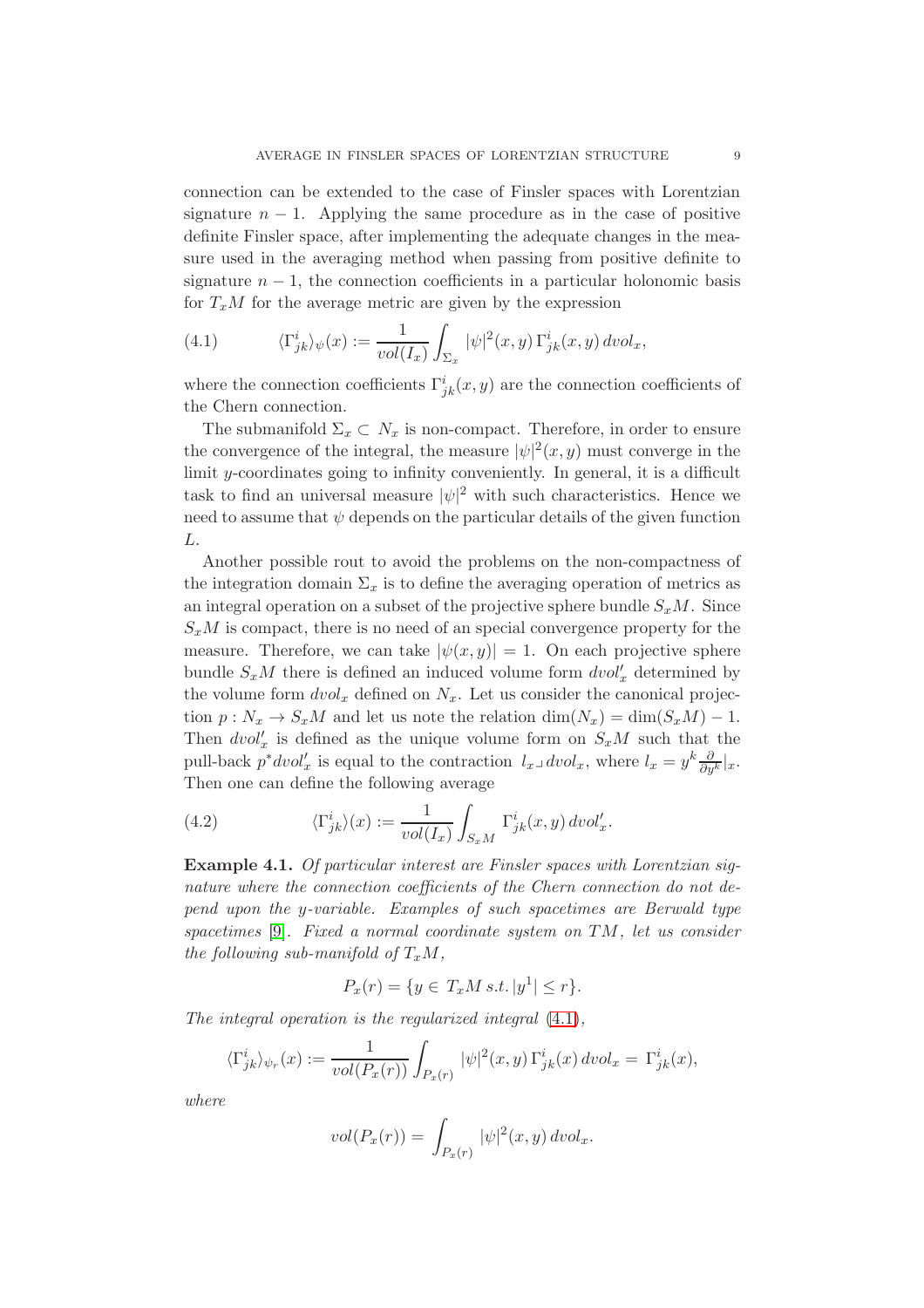connection can be extended to the case of Finsler spaces with Lorentzian signature $n-1$. Applying the same procedure as in the case of positive definite Finsler space, after implementing the adequate changes in the measure used in the averaging method when passing from positive definite to signature $n-1$, the connection coefficients in a particular holonomic basis for $T_xM$ for the average metric are given by the expression

$$\langle \Gamma^i_{jk} \rangle_\psi(x) := \frac{1}{vol(I_x)} \int_{\Sigma_x} |\psi|^2(x,y)\, \Gamma^i_{jk}(x,y)\, dvol_x, \tag{4.1}$$

where the connection coefficients $\Gamma^i_{jk}(x,y)$ are the connection coefficients of the Chern connection.

The submanifold $\Sigma_x \subset N_x$ is non-compact. Therefore, in order to ensure the convergence of the integral, the measure $|\psi|^2(x,y)$ must converge in the limit $y$-coordinates going to infinity conveniently. In general, it is a difficult task to find an universal measure $|\psi|^2$ with such characteristics. Hence we need to assume that $\psi$ depends on the particular details of the given function $L$.

Another possible rout to avoid the problems on the non-compactness of the integration domain $\Sigma_x$ is to define the averaging operation of metrics as an integral operation on a subset of the projective sphere bundle $S_xM$. Since $S_xM$ is compact, there is no need of an special convergence property for the measure. Therefore, we can take $|\psi(x,y)| = 1$. On each projective sphere bundle $S_xM$ there is defined an induced volume form $dvol'_x$ determined by the volume form $dvol_x$ defined on $N_x$. Let us consider the canonical projection $p : N_x \to S_xM$ and let us note the relation $\dim(N_x) = \dim(S_xM) - 1$. Then $dvol'_x$ is defined as the unique volume form on $S_xM$ such that the pull-back $p^* dvol'_x$ is equal to the contraction $l_x \lrcorner\, dvol_x$, where $l_x = y^k \frac{\partial}{\partial y^k}|_x$. Then one can define the following average

$$\langle \Gamma^i_{jk} \rangle(x) := \frac{1}{vol(I_x)} \int_{S_xM} \Gamma^i_{jk}(x,y)\, dvol'_x. \tag{4.2}$$

**Example 4.1.** *Of particular interest are Finsler spaces with Lorentzian signature where the connection coefficients of the Chern connection do not depend upon the y-variable. Examples of such spacetimes are Berwald type spacetimes* [9]. *Fixed a normal coordinate system on $TM$, let us consider the following sub-manifold of $T_xM$,*

$$P_x(r) = \{y \in T_xM \; s.t. \, |y^1| \leq r\}.$$

*The integral operation is the regularized integral* (4.1),

$$\langle \Gamma^i_{jk} \rangle_{\psi_r}(x) := \frac{1}{vol(P_x(r))} \int_{P_x(r)} |\psi|^2(x,y)\, \Gamma^i_{jk}(x)\, dvol_x = \Gamma^i_{jk}(x),$$

*where*

$$vol(P_x(r)) = \int_{P_x(r)} |\psi|^2(x,y)\, dvol_x.$$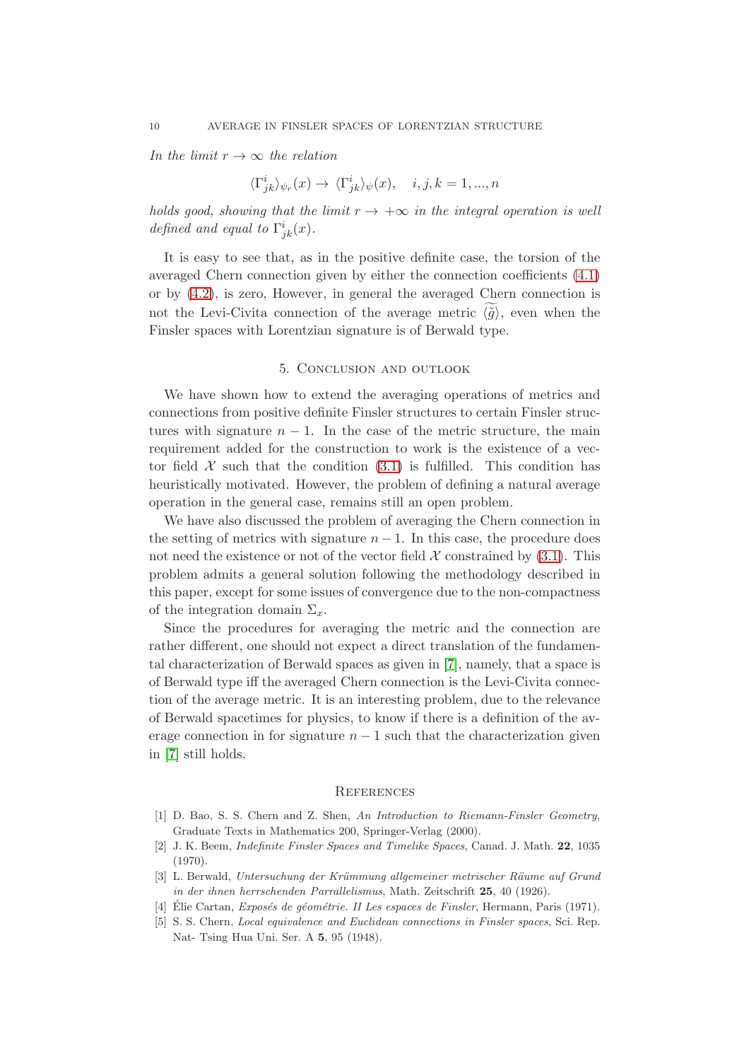*In the limit $r \to \infty$ the relation*

$$\langle \Gamma^i_{jk} \rangle_{\psi_r}(x) \to \langle \Gamma^i_{jk} \rangle_{\psi}(x), \quad i, j, k = 1, ..., n$$

*holds good, showing that the limit $r \to +\infty$ in the integral operation is well defined and equal to $\Gamma^i_{jk}(x)$.*

It is easy to see that, as in the positive definite case, the torsion of the averaged Chern connection given by either the connection coefficients (4.1) or by (4.2), is zero, However, in general the averaged Chern connection is not the Levi-Civita connection of the average metric $\langle \widetilde{g} \rangle$, even when the Finsler spaces with Lorentzian signature is of Berwald type.

## 5. Conclusion and outlook

We have shown how to extend the averaging operations of metrics and connections from positive definite Finsler structures to certain Finsler structures with signature $n-1$. In the case of the metric structure, the main requirement added for the construction to work is the existence of a vector field $\mathcal{X}$ such that the condition (3.1) is fulfilled. This condition has heuristically motivated. However, the problem of defining a natural average operation in the general case, remains still an open problem.

We have also discussed the problem of averaging the Chern connection in the setting of metrics with signature $n-1$. In this case, the procedure does not need the existence or not of the vector field $\mathcal{X}$ constrained by (3.1). This problem admits a general solution following the methodology described in this paper, except for some issues of convergence due to the non-compactness of the integration domain $\Sigma_x$.

Since the procedures for averaging the metric and the connection are rather different, one should not expect a direct translation of the fundamental characterization of Berwald spaces as given in [7], namely, that a space is of Berwald type iff the averaged Chern connection is the Levi-Civita connection of the average metric. It is an interesting problem, due to the relevance of Berwald spacetimes for physics, to know if there is a definition of the average connection in for signature $n-1$ such that the characterization given in [7] still holds.

## References

[1] D. Bao, S. S. Chern and Z. Shen, *An Introduction to Riemann-Finsler Geometry*, Graduate Texts in Mathematics 200, Springer-Verlag (2000).

[2] J. K. Beem, *Indefinite Finsler Spaces and Timelike Spaces*, Canad. J. Math. **22**, 1035 (1970).

[3] L. Berwald, *Untersuchung der Krümmung allgemeiner metrischer Räume auf Grund in der ihnen herrschenden Parrallelismus*, Math. Zeitschrift **25**, 40 (1926).

[4] Élie Cartan, *Exposés de géométrie. II Les espaces de Finsler*, Hermann, Paris (1971).

[5] S. S. Chern, *Local equivalence and Euclidean connections in Finsler spaces*, Sci. Rep. Nat- Tsing Hua Uni. Ser. A **5**, 95 (1948).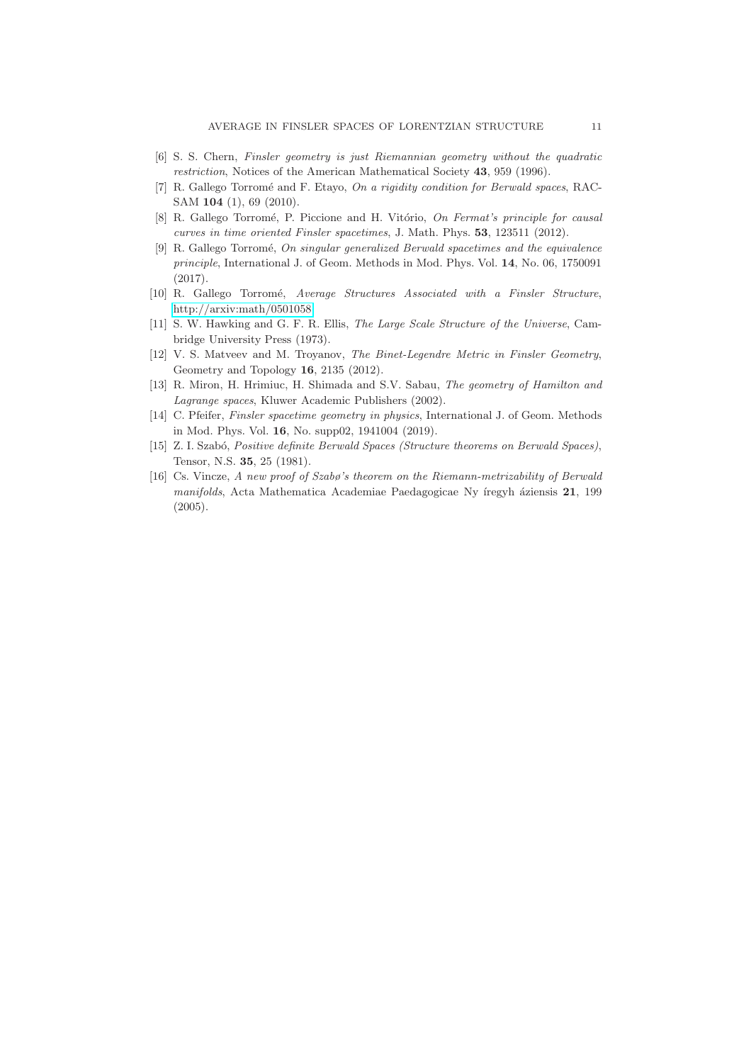[6] S. S. Chern, *Finsler geometry is just Riemannian geometry without the quadratic restriction*, Notices of the American Mathematical Society **43**, 959 (1996).

[7] R. Gallego Torromé and F. Etayo, *On a rigidity condition for Berwald spaces*, RACSAM **104** (1), 69 (2010).

[8] R. Gallego Torromé, P. Piccione and H. Vitório, *On Fermat's principle for causal curves in time oriented Finsler spacetimes*, J. Math. Phys. **53**, 123511 (2012).

[9] R. Gallego Torromé, *On singular generalized Berwald spacetimes and the equivalence principle*, International J. of Geom. Methods in Mod. Phys. Vol. **14**, No. 06, 1750091 (2017).

[10] R. Gallego Torromé, *Average Structures Associated with a Finsler Structure*, http://arxiv:math/0501058

[11] S. W. Hawking and G. F. R. Ellis, *The Large Scale Structure of the Universe*, Cambridge University Press (1973).

[12] V. S. Matveev and M. Troyanov, *The Binet-Legendre Metric in Finsler Geometry*, Geometry and Topology **16**, 2135 (2012).

[13] R. Miron, H. Hrimiuc, H. Shimada and S.V. Sabau, *The geometry of Hamilton and Lagrange spaces*, Kluwer Academic Publishers (2002).

[14] C. Pfeifer, *Finsler spacetime geometry in physics*, International J. of Geom. Methods in Mod. Phys. Vol. **16**, No. supp02, 1941004 (2019).

[15] Z. I. Szabó, *Positive definite Berwald Spaces (Structure theorems on Berwald Spaces)*, Tensor, N.S. **35**, 25 (1981).

[16] Cs. Vincze, *A new proof of Szabø's theorem on the Riemann-metrizability of Berwald manifolds*, Acta Mathematica Academiae Paedagogicae Ny íregyh áziensis **21**, 199 (2005).